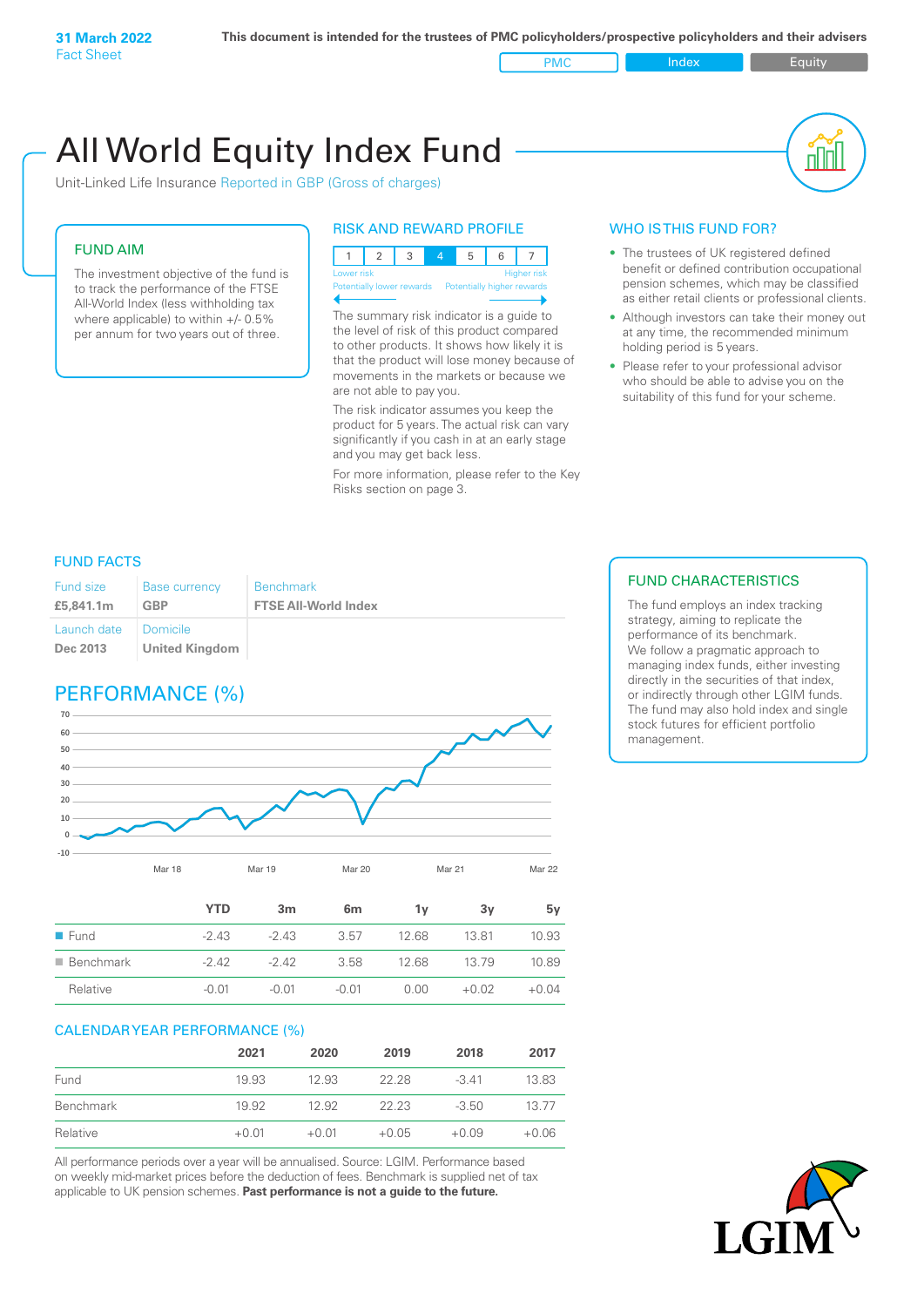**31 March 2022**
Fact Sheet

**This document is intended for the trustees of PMC policyholders/prospective policyholders and their advisers**

PMC | Index | Equity

# All World Equity Index Fund

Unit-Linked Life Insurance Reported in GBP (Gross of charges)

## FUND AIM

The investment objective of the fund is to track the performance of the FTSE All-World Index (less withholding tax where applicable) to within +/- 0.5% per annum for two years out of three.

## RISK AND REWARD PROFILE

| 1 | 2 | 3 | 4 | 5 | 6 | 7 |
|---|---|---|---|---|---|---|

Lower risk — Higher risk
Potentially lower rewards — Potentially higher rewards

The summary risk indicator is a guide to the level of risk of this product compared to other products. It shows how likely it is that the product will lose money because of movements in the markets or because we are not able to pay you.

The risk indicator assumes you keep the product for 5 years. The actual risk can vary significantly if you cash in at an early stage and you may get back less.

For more information, please refer to the Key Risks section on page 3.

## WHO IS THIS FUND FOR?

- The trustees of UK registered defined benefit or defined contribution occupational pension schemes, which may be classified as either retail clients or professional clients.
- Although investors can take their money out at any time, the recommended minimum holding period is 5 years.
- Please refer to your professional advisor who should be able to advise you on the suitability of this fund for your scheme.

## FUND FACTS

| Fund size | Base currency | Benchmark |
|---|---|---|
| **£5,841.1m** | **GBP** | **FTSE All-World Index** |
| Launch date | Domicile | |
| **Dec 2013** | **United Kingdom** | |

## FUND CHARACTERISTICS

The fund employs an index tracking strategy, aiming to replicate the performance of its benchmark. We follow a pragmatic approach to managing index funds, either investing directly in the securities of that index, or indirectly through other LGIM funds. The fund may also hold index and single stock futures for efficient portfolio management.

## PERFORMANCE (%)

| | YTD | 3m | 6m | 1y | 3y | 5y |
|---|---|---|---|---|---|---|
| Fund | -2.43 | -2.43 | 3.57 | 12.68 | 13.81 | 10.93 |
| Benchmark | -2.42 | -2.42 | 3.58 | 12.68 | 13.79 | 10.89 |
| Relative | -0.01 | -0.01 | -0.01 | 0.00 | +0.02 | +0.04 |

## CALENDAR YEAR PERFORMANCE (%)

| | 2021 | 2020 | 2019 | 2018 | 2017 |
|---|---|---|---|---|---|
| Fund | 19.93 | 12.93 | 22.28 | -3.41 | 13.83 |
| Benchmark | 19.92 | 12.92 | 22.23 | -3.50 | 13.77 |
| Relative | +0.01 | +0.01 | +0.05 | +0.09 | +0.06 |

All performance periods over a year will be annualised. Source: LGIM. Performance based on weekly mid-market prices before the deduction of fees. Benchmark is supplied net of tax applicable to UK pension schemes. **Past performance is not a guide to the future.**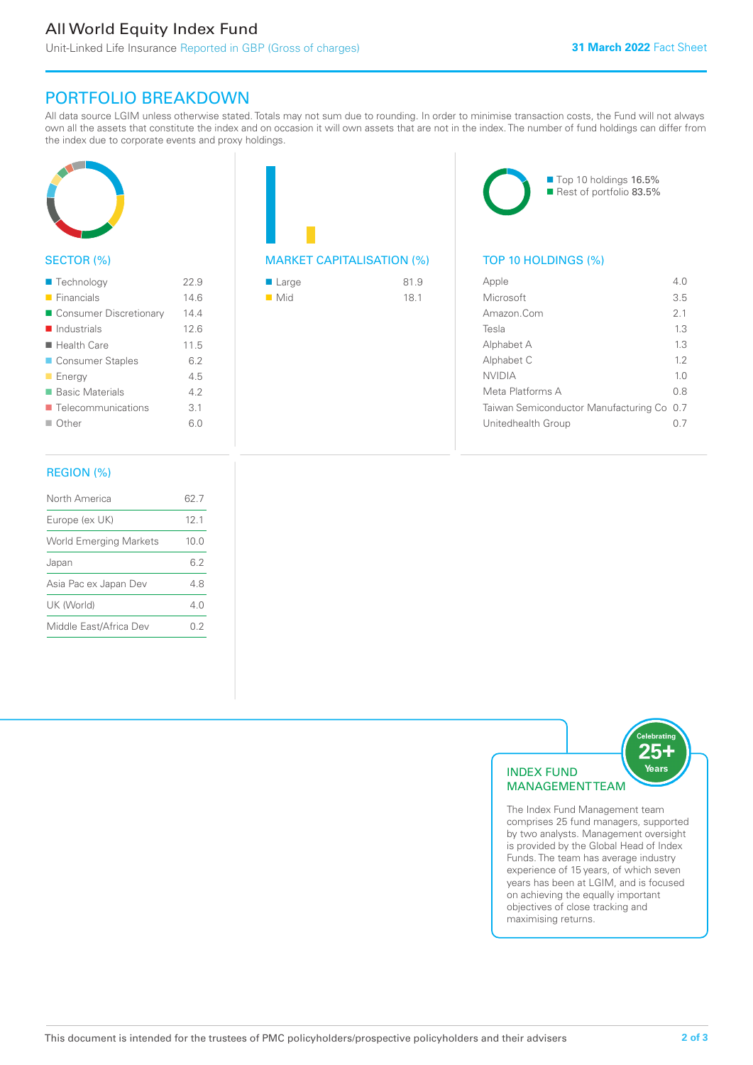# All World Equity Index Fund

Unit-Linked Life Insurance Reported in GBP (Gross of charges)

**31 March 2022** Fact Sheet

## PORTFOLIO BREAKDOWN

All data source LGIM unless otherwise stated. Totals may not sum due to rounding. In order to minimise transaction costs, the Fund will not always own all the assets that constitute the index and on occasion it will own assets that are not in the index. The number of fund holdings can differ from the index due to corporate events and proxy holdings.

### SECTOR (%)

| Sector | % |
|---|---|
| Technology | 22.9 |
| Financials | 14.6 |
| Consumer Discretionary | 14.4 |
| Industrials | 12.6 |
| Health Care | 11.5 |
| Consumer Staples | 6.2 |
| Energy | 4.5 |
| Basic Materials | 4.2 |
| Telecommunications | 3.1 |
| Other | 6.0 |

### MARKET CAPITALISATION (%)

| Market Cap | % |
|---|---|
| Large | 81.9 |
| Mid | 18.1 |

Top 10 holdings 16.5%
Rest of portfolio 83.5%

### TOP 10 HOLDINGS (%)

| Holding | % |
|---|---|
| Apple | 4.0 |
| Microsoft | 3.5 |
| Amazon.Com | 2.1 |
| Tesla | 1.3 |
| Alphabet A | 1.3 |
| Alphabet C | 1.2 |
| NVIDIA | 1.0 |
| Meta Platforms A | 0.8 |
| Taiwan Semiconductor Manufacturing Co | 0.7 |
| Unitedhealth Group | 0.7 |

### REGION (%)

| Region | % |
|---|---|
| North America | 62.7 |
| Europe (ex UK) | 12.1 |
| World Emerging Markets | 10.0 |
| Japan | 6.2 |
| Asia Pac ex Japan Dev | 4.8 |
| UK (World) | 4.0 |
| Middle East/Africa Dev | 0.2 |

### INDEX FUND MANAGEMENT TEAM

Celebrating 25+ Years

The Index Fund Management team comprises 25 fund managers, supported by two analysts. Management oversight is provided by the Global Head of Index Funds. The team has average industry experience of 15 years, of which seven years has been at LGIM, and is focused on achieving the equally important objectives of close tracking and maximising returns.

This document is intended for the trustees of PMC policyholders/prospective policyholders and their advisers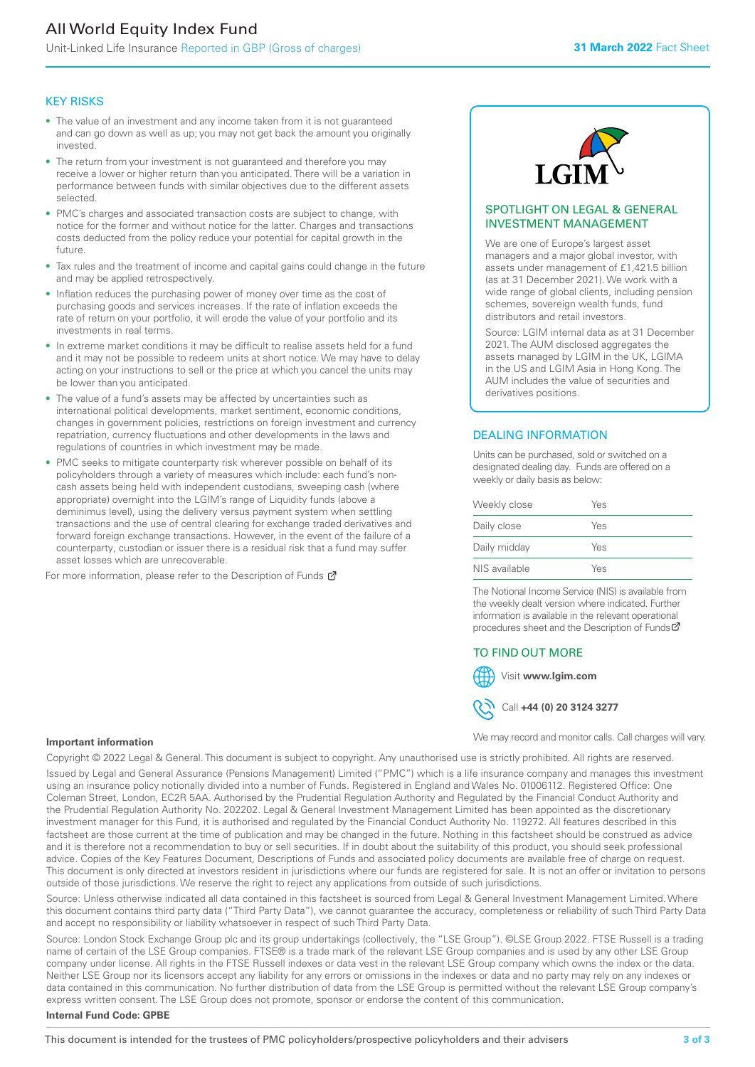# All World Equity Index Fund

Unit-Linked Life Insurance Reported in GBP (Gross of charges)

31 March 2022 Fact Sheet

## KEY RISKS

- The value of an investment and any income taken from it is not guaranteed and can go down as well as up; you may not get back the amount you originally invested.
- The return from your investment is not guaranteed and therefore you may receive a lower or higher return than you anticipated. There will be a variation in performance between funds with similar objectives due to the different assets selected.
- PMC's charges and associated transaction costs are subject to change, with notice for the former and without notice for the latter. Charges and transactions costs deducted from the policy reduce your potential for capital growth in the future.
- Tax rules and the treatment of income and capital gains could change in the future and may be applied retrospectively.
- Inflation reduces the purchasing power of money over time as the cost of purchasing goods and services increases. If the rate of inflation exceeds the rate of return on your portfolio, it will erode the value of your portfolio and its investments in real terms.
- In extreme market conditions it may be difficult to realise assets held for a fund and it may not be possible to redeem units at short notice. We may have to delay acting on your instructions to sell or the price at which you cancel the units may be lower than you anticipated.
- The value of a fund's assets may be affected by uncertainties such as international political developments, market sentiment, economic conditions, changes in government policies, restrictions on foreign investment and currency repatriation, currency fluctuations and other developments in the laws and regulations of countries in which investment may be made.
- PMC seeks to mitigate counterparty risk wherever possible on behalf of its policyholders through a variety of measures which include: each fund's non-cash assets being held with independent custodians, sweeping cash (where appropriate) overnight into the LGIM's range of Liquidity funds (above a deminimus level), using the delivery versus payment system when settling transactions and the use of central clearing for exchange traded derivatives and forward foreign exchange transactions. However, in the event of the failure of a counterparty, custodian or issuer there is a residual risk that a fund may suffer asset losses which are unrecoverable.

For more information, please refer to the Description of Funds

## SPOTLIGHT ON LEGAL & GENERAL INVESTMENT MANAGEMENT

We are one of Europe's largest asset managers and a major global investor, with assets under management of £1,421.5 billion (as at 31 December 2021). We work with a wide range of global clients, including pension schemes, sovereign wealth funds, fund distributors and retail investors.

Source: LGIM internal data as at 31 December 2021. The AUM disclosed aggregates the assets managed by LGIM in the UK, LGIMA in the US and LGIM Asia in Hong Kong. The AUM includes the value of securities and derivatives positions.

## DEALING INFORMATION

Units can be purchased, sold or switched on a designated dealing day. Funds are offered on a weekly or daily basis as below:

| | |
|---|---|
| Weekly close | Yes |
| Daily close | Yes |
| Daily midday | Yes |
| NIS available | Yes |

The Notional Income Service (NIS) is available from the weekly dealt version where indicated. Further information is available in the relevant operational procedures sheet and the Description of Funds

## TO FIND OUT MORE

Visit **www.lgim.com**

Call **+44 (0) 20 3124 3277**

We may record and monitor calls. Call charges will vary.

**Important information**

Copyright © 2022 Legal & General. This document is subject to copyright. Any unauthorised use is strictly prohibited. All rights are reserved.

Issued by Legal and General Assurance (Pensions Management) Limited ("PMC") which is a life insurance company and manages this investment using an insurance policy notionally divided into a number of Funds. Registered in England and Wales No. 01006112. Registered Office: One Coleman Street, London, EC2R 5AA. Authorised by the Prudential Regulation Authority and Regulated by the Financial Conduct Authority and the Prudential Regulation Authority No. 202202. Legal & General Investment Management Limited has been appointed as the discretionary investment manager for this Fund, it is authorised and regulated by the Financial Conduct Authority No. 119272. All features described in this factsheet are those current at the time of publication and may be changed in the future. Nothing in this factsheet should be construed as advice and it is therefore not a recommendation to buy or sell securities. If in doubt about the suitability of this product, you should seek professional advice. Copies of the Key Features Document, Descriptions of Funds and associated policy documents are available free of charge on request. This document is only directed at investors resident in jurisdictions where our funds are registered for sale. It is not an offer or invitation to persons outside of those jurisdictions. We reserve the right to reject any applications from outside of such jurisdictions.

Source: Unless otherwise indicated all data contained in this factsheet is sourced from Legal & General Investment Management Limited. Where this document contains third party data ("Third Party Data"), we cannot guarantee the accuracy, completeness or reliability of such Third Party Data and accept no responsibility or liability whatsoever in respect of such Third Party Data.

Source: London Stock Exchange Group plc and its group undertakings (collectively, the "LSE Group"). ©LSE Group 2022. FTSE Russell is a trading name of certain of the LSE Group companies. FTSE® is a trade mark of the relevant LSE Group companies and is used by any other LSE Group company under license. All rights in the FTSE Russell indexes or data vest in the relevant LSE Group company which owns the index or the data. Neither LSE Group nor its licensors accept any liability for any errors or omissions in the indexes or data and no party may rely on any indexes or data contained in this communication. No further distribution of data from the LSE Group is permitted without the relevant LSE Group company's express written consent. The LSE Group does not promote, sponsor or endorse the content of this communication.

**Internal Fund Code: GPBE**

This document is intended for the trustees of PMC policyholders/prospective policyholders and their advisers